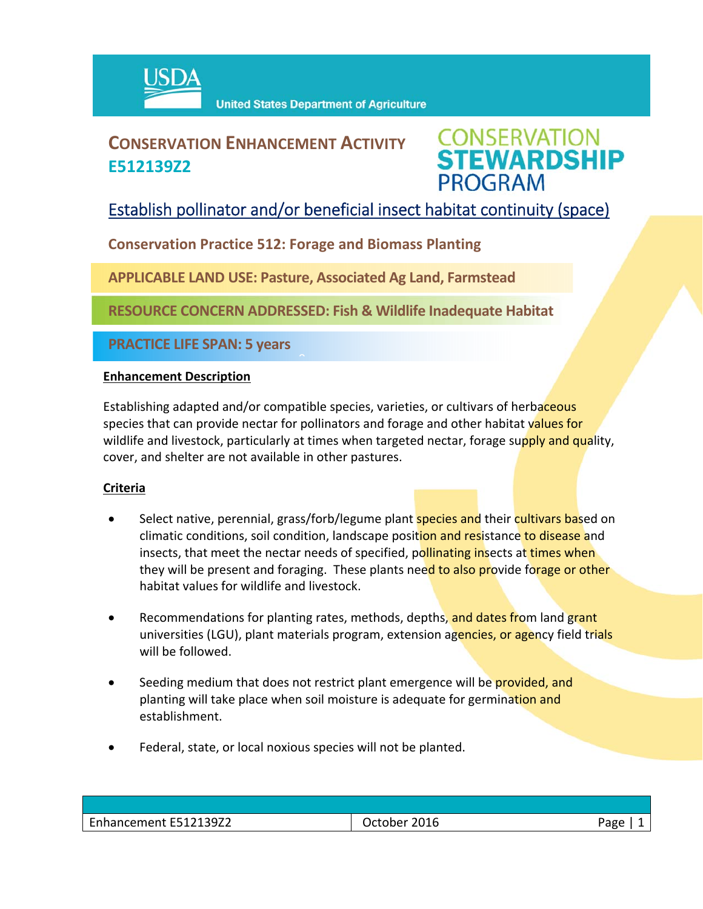USDA United States Department of Agriculture

# CONSERVATION ENHANCEMENT ACTIVITY E512139Z2

CONSERVATION STEWARDSHIP PROGRAM

## Establish pollinator and/or beneficial insect habitat continuity (space)

**Conservation Practice 512: Forage and Biomass Planting**

**APPLICABLE LAND USE: Pasture, Associated Ag Land, Farmstead**

**RESOURCE CONCERN ADDRESSED: Fish & Wildlife Inadequate Habitat**

**PRACTICE LIFE SPAN: 5 years**

### Enhancement Description

Establishing adapted and/or compatible species, varieties, or cultivars of herbaceous species that can provide nectar for pollinators and forage and other habitat values for wildlife and livestock, particularly at times when targeted nectar, forage supply and quality, cover, and shelter are not available in other pastures.

### Criteria

- Select native, perennial, grass/forb/legume plant species and their cultivars based on climatic conditions, soil condition, landscape position and resistance to disease and insects, that meet the nectar needs of specified, pollinating insects at times when they will be present and foraging. These plants need to also provide forage or other habitat values for wildlife and livestock.
- Recommendations for planting rates, methods, depths, and dates from land grant universities (LGU), plant materials program, extension agencies, or agency field trials will be followed.
- Seeding medium that does not restrict plant emergence will be provided, and planting will take place when soil moisture is adequate for germination and establishment.
- Federal, state, or local noxious species will not be planted.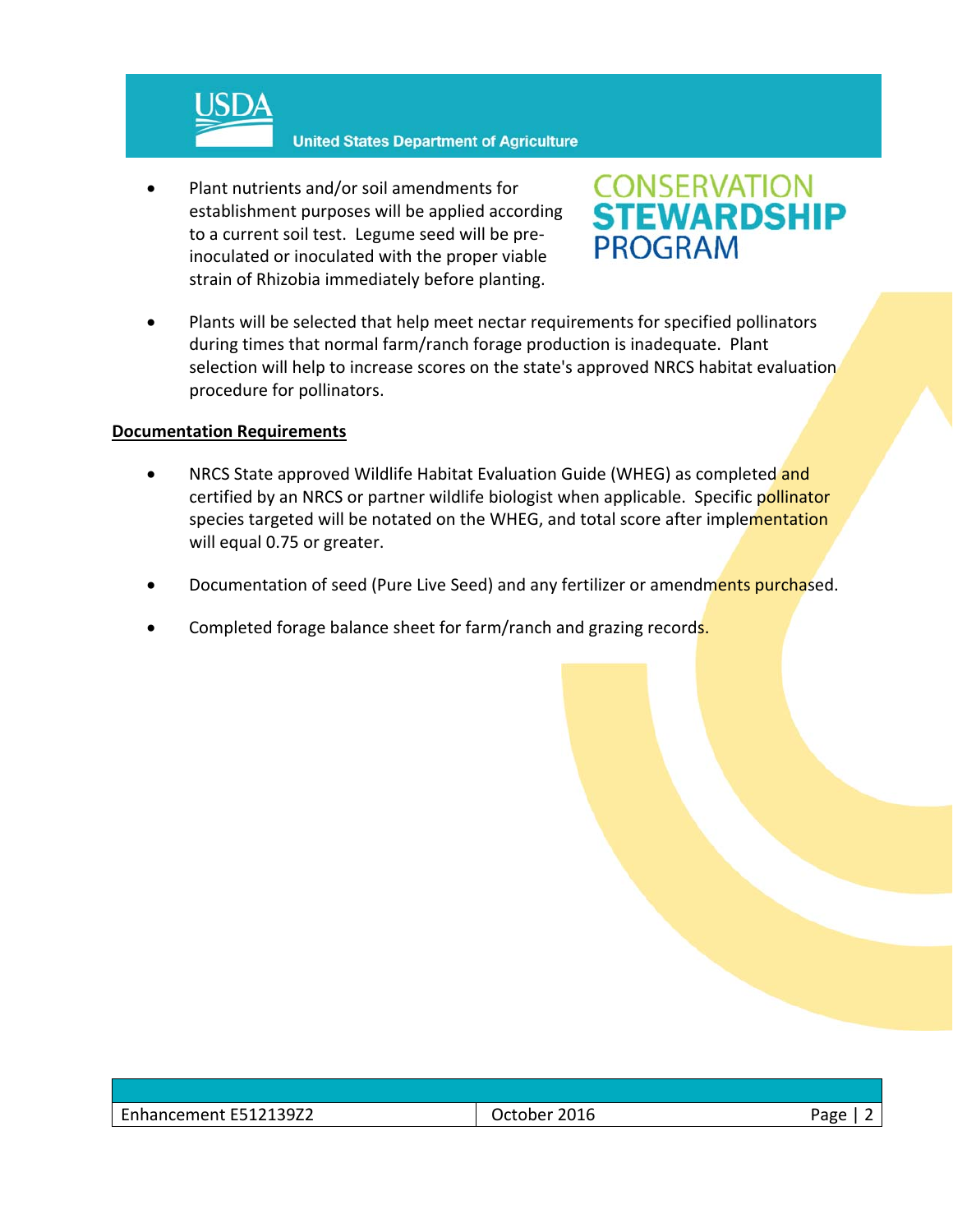- Plant nutrients and/or soil amendments for establishment purposes will be applied according to a current soil test. Legume seed will be pre-inoculated or inoculated with the proper viable strain of Rhizobia immediately before planting.

- Plants will be selected that help meet nectar requirements for specified pollinators during times that normal farm/ranch forage production is inadequate. Plant selection will help to increase scores on the state's approved NRCS habitat evaluation procedure for pollinators.

**Documentation Requirements**

- NRCS State approved Wildlife Habitat Evaluation Guide (WHEG) as completed and certified by an NRCS or partner wildlife biologist when applicable. Specific pollinator species targeted will be notated on the WHEG, and total score after implementation will equal 0.75 or greater.

- Documentation of seed (Pure Live Seed) and any fertilizer or amendments purchased.

- Completed forage balance sheet for farm/ranch and grazing records.